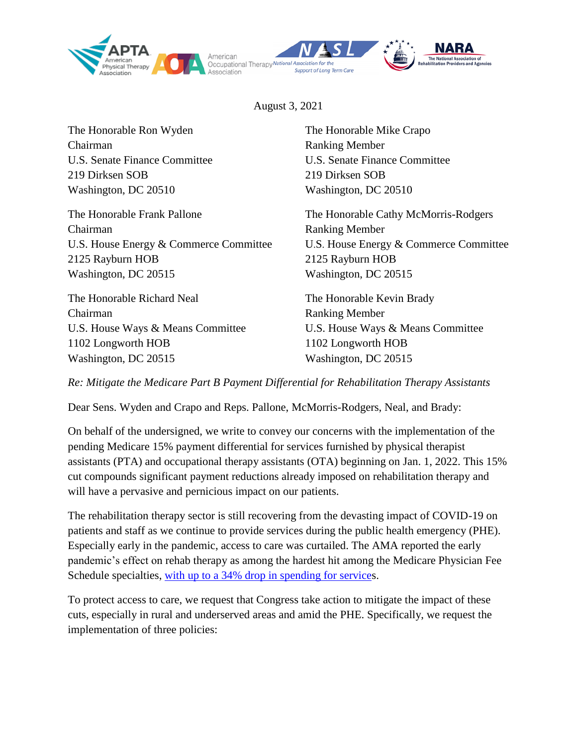August 3, 2021

The Honorable Ron Wyden
Chairman
U.S. Senate Finance Committee
219 Dirksen SOB
Washington, DC 20510

The Honorable Mike Crapo
Ranking Member
U.S. Senate Finance Committee
219 Dirksen SOB
Washington, DC 20510

The Honorable Frank Pallone
Chairman
U.S. House Energy & Commerce Committee
2125 Rayburn HOB
Washington, DC 20515

The Honorable Cathy McMorris-Rodgers
Ranking Member
U.S. House Energy & Commerce Committee
2125 Rayburn HOB
Washington, DC 20515

The Honorable Richard Neal
Chairman
U.S. House Ways & Means Committee
1102 Longworth HOB
Washington, DC 20515

The Honorable Kevin Brady
Ranking Member
U.S. House Ways & Means Committee
1102 Longworth HOB
Washington, DC 20515

*Re: Mitigate the Medicare Part B Payment Differential for Rehabilitation Therapy Assistants*

Dear Sens. Wyden and Crapo and Reps. Pallone, McMorris-Rodgers, Neal, and Brady:

On behalf of the undersigned, we write to convey our concerns with the implementation of the pending Medicare 15% payment differential for services furnished by physical therapist assistants (PTA) and occupational therapy assistants (OTA) beginning on Jan. 1, 2022. This 15% cut compounds significant payment reductions already imposed on rehabilitation therapy and will have a pervasive and pernicious impact on our patients.

The rehabilitation therapy sector is still recovering from the devasting impact of COVID-19 on patients and staff as we continue to provide services during the public health emergency (PHE). Especially early in the pandemic, access to care was curtailed. The AMA reported the early pandemic's effect on rehab therapy as among the hardest hit among the Medicare Physician Fee Schedule specialties, with up to a 34% drop in spending for services.

To protect access to care, we request that Congress take action to mitigate the impact of these cuts, especially in rural and underserved areas and amid the PHE. Specifically, we request the implementation of three policies: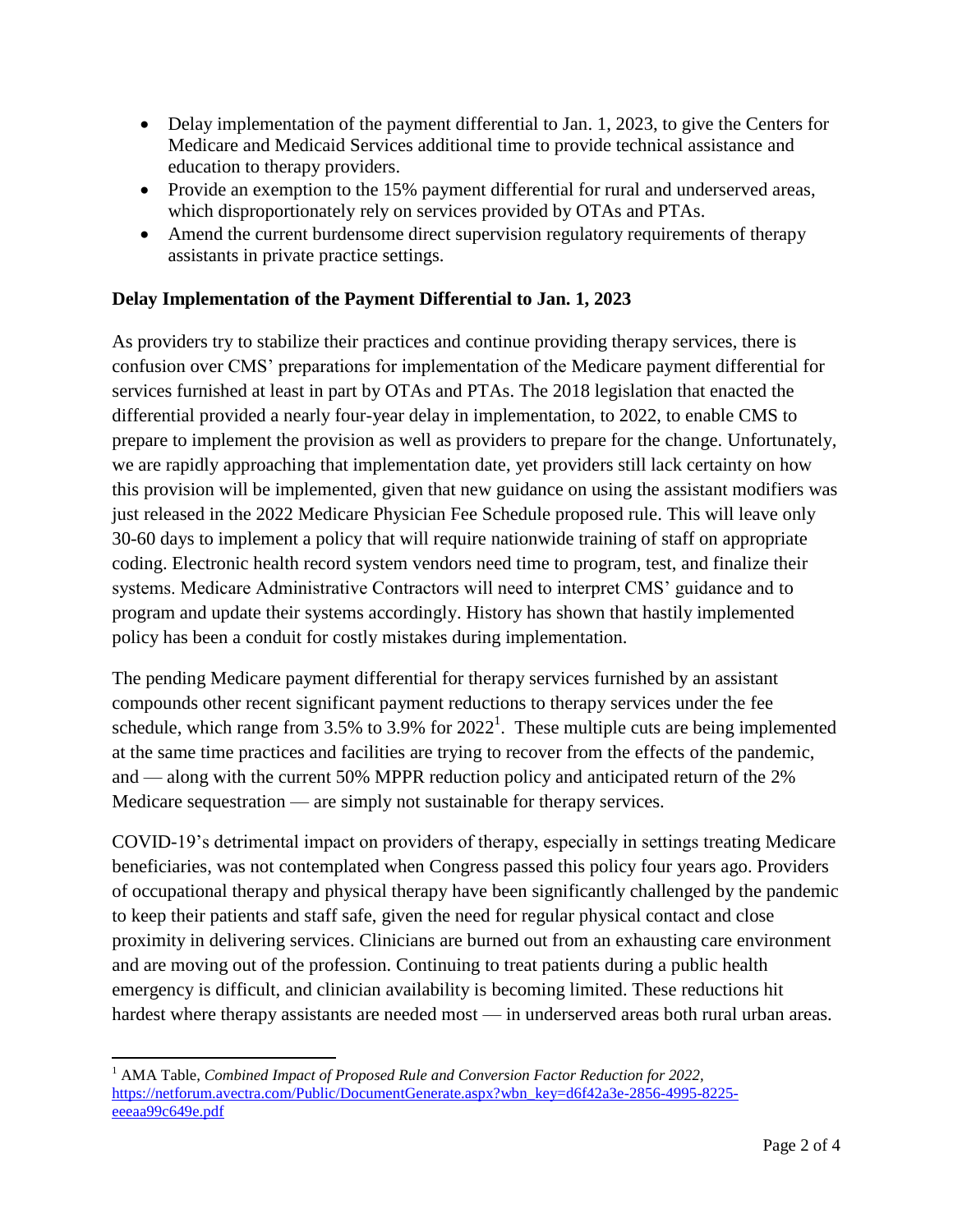- Delay implementation of the payment differential to Jan. 1, 2023, to give the Centers for Medicare and Medicaid Services additional time to provide technical assistance and education to therapy providers.
- Provide an exemption to the 15% payment differential for rural and underserved areas, which disproportionately rely on services provided by OTAs and PTAs.
- Amend the current burdensome direct supervision regulatory requirements of therapy assistants in private practice settings.

**Delay Implementation of the Payment Differential to Jan. 1, 2023**

As providers try to stabilize their practices and continue providing therapy services, there is confusion over CMS' preparations for implementation of the Medicare payment differential for services furnished at least in part by OTAs and PTAs. The 2018 legislation that enacted the differential provided a nearly four-year delay in implementation, to 2022, to enable CMS to prepare to implement the provision as well as providers to prepare for the change. Unfortunately, we are rapidly approaching that implementation date, yet providers still lack certainty on how this provision will be implemented, given that new guidance on using the assistant modifiers was just released in the 2022 Medicare Physician Fee Schedule proposed rule. This will leave only 30-60 days to implement a policy that will require nationwide training of staff on appropriate coding. Electronic health record system vendors need time to program, test, and finalize their systems. Medicare Administrative Contractors will need to interpret CMS' guidance and to program and update their systems accordingly. History has shown that hastily implemented policy has been a conduit for costly mistakes during implementation.

The pending Medicare payment differential for therapy services furnished by an assistant compounds other recent significant payment reductions to therapy services under the fee schedule, which range from 3.5% to 3.9% for 2022[1]. These multiple cuts are being implemented at the same time practices and facilities are trying to recover from the effects of the pandemic, and — along with the current 50% MPPR reduction policy and anticipated return of the 2% Medicare sequestration — are simply not sustainable for therapy services.

COVID-19's detrimental impact on providers of therapy, especially in settings treating Medicare beneficiaries, was not contemplated when Congress passed this policy four years ago. Providers of occupational therapy and physical therapy have been significantly challenged by the pandemic to keep their patients and staff safe, given the need for regular physical contact and close proximity in delivering services. Clinicians are burned out from an exhausting care environment and are moving out of the profession. Continuing to treat patients during a public health emergency is difficult, and clinician availability is becoming limited. These reductions hit hardest where therapy assistants are needed most — in underserved areas both rural urban areas.

---

[1] AMA Table, *Combined Impact of Proposed Rule and Conversion Factor Reduction for 2022,* https://netforum.avectra.com/Public/DocumentGenerate.aspx?wbn_key=d6f42a3e-2856-4995-8225-eeeaa99c649e.pdf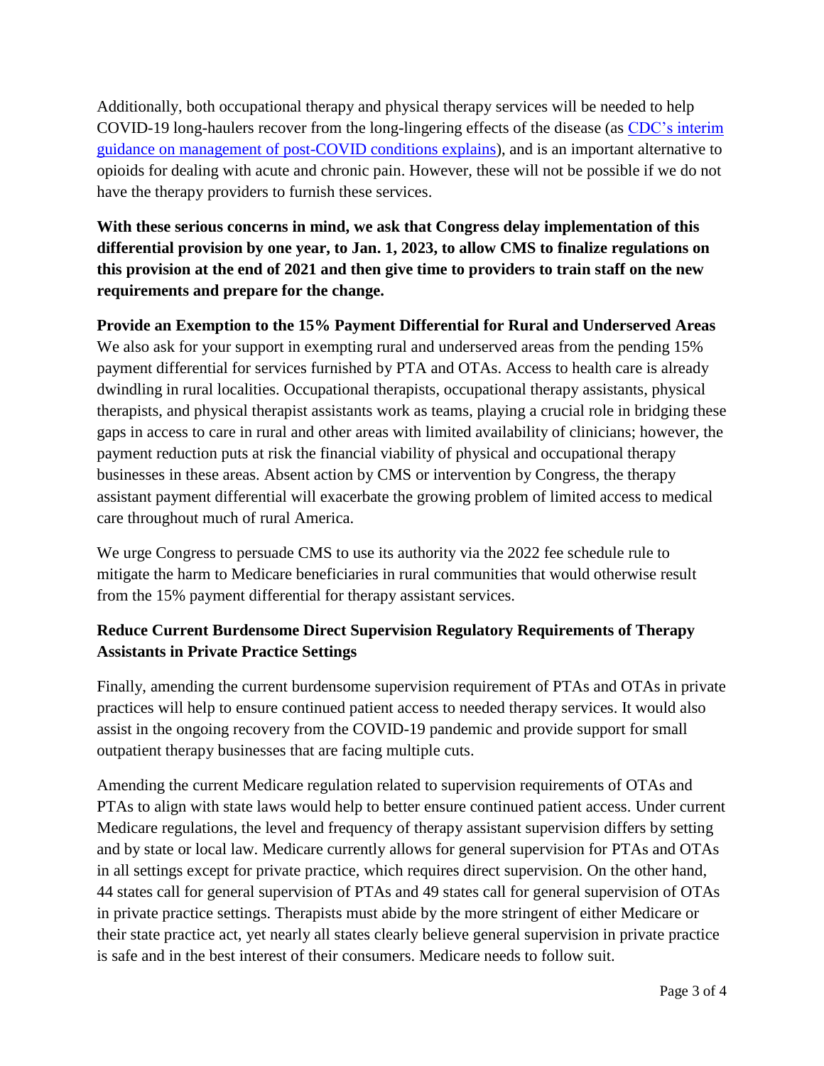Additionally, both occupational therapy and physical therapy services will be needed to help COVID-19 long-haulers recover from the long-lingering effects of the disease (as [CDC's interim guidance on management of post-COVID conditions explains](#)), and is an important alternative to opioids for dealing with acute and chronic pain. However, these will not be possible if we do not have the therapy providers to furnish these services.

**With these serious concerns in mind, we ask that Congress delay implementation of this differential provision by one year, to Jan. 1, 2023, to allow CMS to finalize regulations on this provision at the end of 2021 and then give time to providers to train staff on the new requirements and prepare for the change.**

**Provide an Exemption to the 15% Payment Differential for Rural and Underserved Areas**

We also ask for your support in exempting rural and underserved areas from the pending 15% payment differential for services furnished by PTA and OTAs. Access to health care is already dwindling in rural localities. Occupational therapists, occupational therapy assistants, physical therapists, and physical therapist assistants work as teams, playing a crucial role in bridging these gaps in access to care in rural and other areas with limited availability of clinicians; however, the payment reduction puts at risk the financial viability of physical and occupational therapy businesses in these areas. Absent action by CMS or intervention by Congress, the therapy assistant payment differential will exacerbate the growing problem of limited access to medical care throughout much of rural America.

We urge Congress to persuade CMS to use its authority via the 2022 fee schedule rule to mitigate the harm to Medicare beneficiaries in rural communities that would otherwise result from the 15% payment differential for therapy assistant services.

**Reduce Current Burdensome Direct Supervision Regulatory Requirements of Therapy Assistants in Private Practice Settings**

Finally, amending the current burdensome supervision requirement of PTAs and OTAs in private practices will help to ensure continued patient access to needed therapy services. It would also assist in the ongoing recovery from the COVID-19 pandemic and provide support for small outpatient therapy businesses that are facing multiple cuts.

Amending the current Medicare regulation related to supervision requirements of OTAs and PTAs to align with state laws would help to better ensure continued patient access. Under current Medicare regulations, the level and frequency of therapy assistant supervision differs by setting and by state or local law. Medicare currently allows for general supervision for PTAs and OTAs in all settings except for private practice, which requires direct supervision. On the other hand, 44 states call for general supervision of PTAs and 49 states call for general supervision of OTAs in private practice settings. Therapists must abide by the more stringent of either Medicare or their state practice act, yet nearly all states clearly believe general supervision in private practice is safe and in the best interest of their consumers. Medicare needs to follow suit.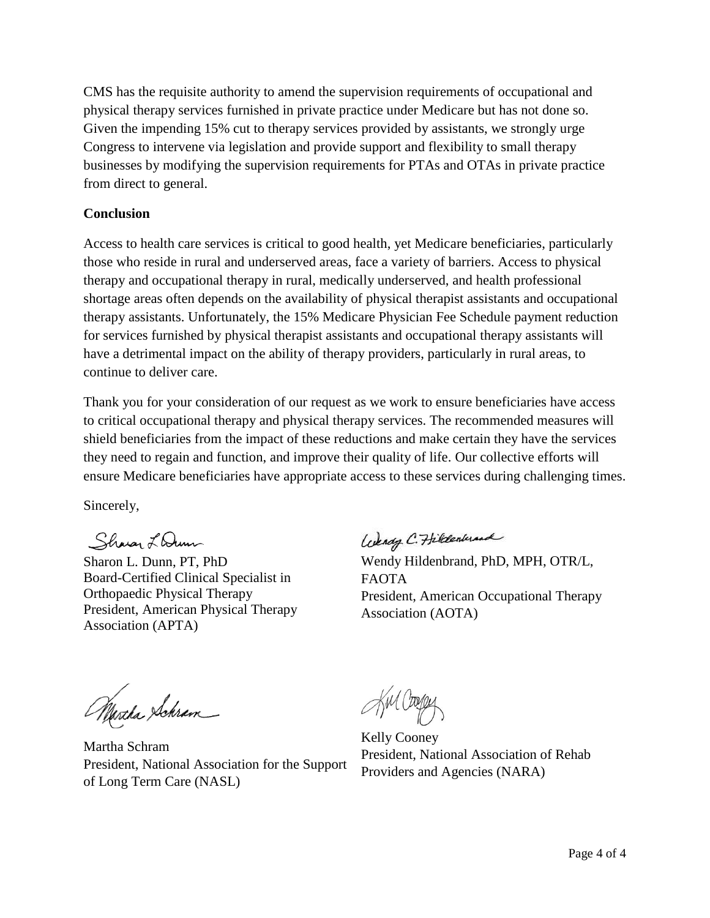CMS has the requisite authority to amend the supervision requirements of occupational and physical therapy services furnished in private practice under Medicare but has not done so. Given the impending 15% cut to therapy services provided by assistants, we strongly urge Congress to intervene via legislation and provide support and flexibility to small therapy businesses by modifying the supervision requirements for PTAs and OTAs in private practice from direct to general.

**Conclusion**

Access to health care services is critical to good health, yet Medicare beneficiaries, particularly those who reside in rural and underserved areas, face a variety of barriers. Access to physical therapy and occupational therapy in rural, medically underserved, and health professional shortage areas often depends on the availability of physical therapist assistants and occupational therapy assistants. Unfortunately, the 15% Medicare Physician Fee Schedule payment reduction for services furnished by physical therapist assistants and occupational therapy assistants will have a detrimental impact on the ability of therapy providers, particularly in rural areas, to continue to deliver care.

Thank you for your consideration of our request as we work to ensure beneficiaries have access to critical occupational therapy and physical therapy services. The recommended measures will shield beneficiaries from the impact of these reductions and make certain they have the services they need to regain and function, and improve their quality of life. Our collective efforts will ensure Medicare beneficiaries have appropriate access to these services during challenging times.

Sincerely,

Sharon L. Dunn, PT, PhD
Board-Certified Clinical Specialist in Orthopaedic Physical Therapy
President, American Physical Therapy Association (APTA)

Wendy Hildenbrand, PhD, MPH, OTR/L, FAOTA
President, American Occupational Therapy Association (AOTA)

Martha Schram
President, National Association for the Support of Long Term Care (NASL)

Kelly Cooney
President, National Association of Rehab Providers and Agencies (NARA)